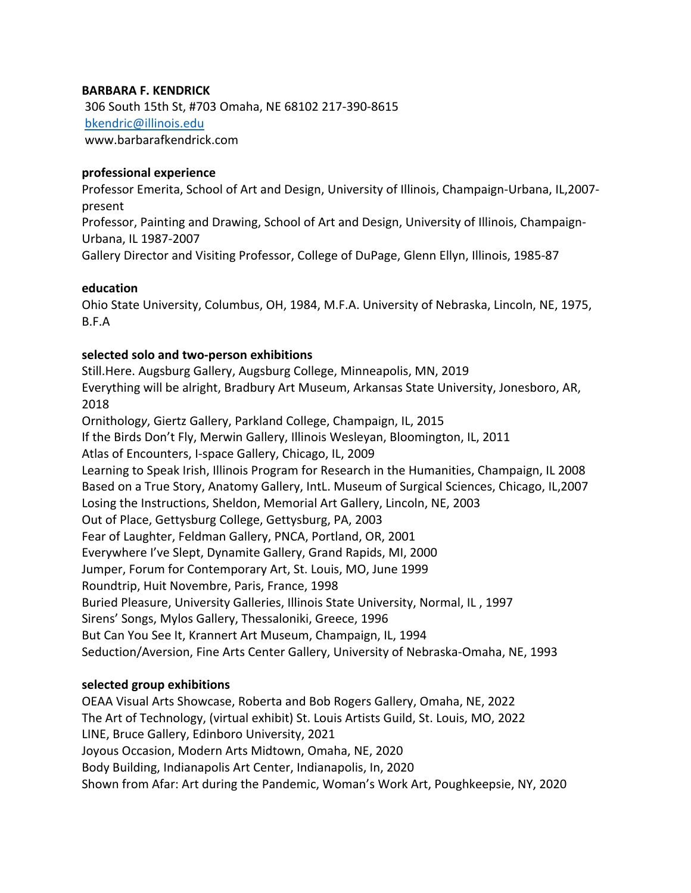**BARBARA F. KENDRICK**
306 South 15th St, #703 Omaha, NE 68102 217-390-8615
[bkendric@illinois.edu](mailto:bkendric@illinois.edu)
www.barbarafkendrick.com

**professional experience**

Professor Emerita, School of Art and Design, University of Illinois, Champaign-Urbana, IL,2007-present
Professor, Painting and Drawing, School of Art and Design, University of Illinois, Champaign-Urbana, IL 1987-2007
Gallery Director and Visiting Professor, College of DuPage, Glenn Ellyn, Illinois, 1985-87

**education**

Ohio State University, Columbus, OH, 1984, M.F.A. University of Nebraska, Lincoln, NE, 1975, B.F.A

**selected solo and two-person exhibitions**

Still.Here. Augsburg Gallery, Augsburg College, Minneapolis, MN, 2019
Everything will be alright, Bradbury Art Museum, Arkansas State University, Jonesboro, AR, 2018
Ornitholog*y*, Giertz Gallery, Parkland College, Champaign, IL, 2015
If the Birds Don't Fly, Merwin Gallery, Illinois Wesleyan, Bloomington, IL, 2011
Atlas of Encounters, I-space Gallery, Chicago, IL, 2009
Learning to Speak Irish, Illinois Program for Research in the Humanities, Champaign, IL 2008
Based on a True Story, Anatomy Gallery, IntL. Museum of Surgical Sciences, Chicago, IL,2007
Losing the Instructions, Sheldon, Memorial Art Gallery, Lincoln, NE, 2003
Out of Place, Gettysburg College, Gettysburg, PA, 2003
Fear of Laughter, Feldman Gallery, PNCA, Portland, OR, 2001
Everywhere I've Slept, Dynamite Gallery, Grand Rapids, MI, 2000
Jumper, Forum for Contemporary Art, St. Louis, MO, June 1999
Roundtrip, Huit Novembre, Paris, France, 1998
Buried Pleasure, University Galleries, Illinois State University, Normal, IL , 1997
Sirens' Songs, Mylos Gallery, Thessaloniki, Greece, 1996
But Can You See It, Krannert Art Museum, Champaign, IL, 1994
Seduction/Aversion, Fine Arts Center Gallery, University of Nebraska-Omaha, NE, 1993

**selected group exhibitions**

OEAA Visual Arts Showcase, Roberta and Bob Rogers Gallery, Omaha, NE, 2022
The Art of Technology, (virtual exhibit) St. Louis Artists Guild, St. Louis, MO, 2022
LINE, Bruce Gallery, Edinboro University, 2021
Joyous Occasion, Modern Arts Midtown, Omaha, NE, 2020
Body Building, Indianapolis Art Center, Indianapolis, In, 2020
Shown from Afar: Art during the Pandemic, Woman's Work Art, Poughkeepsie, NY, 2020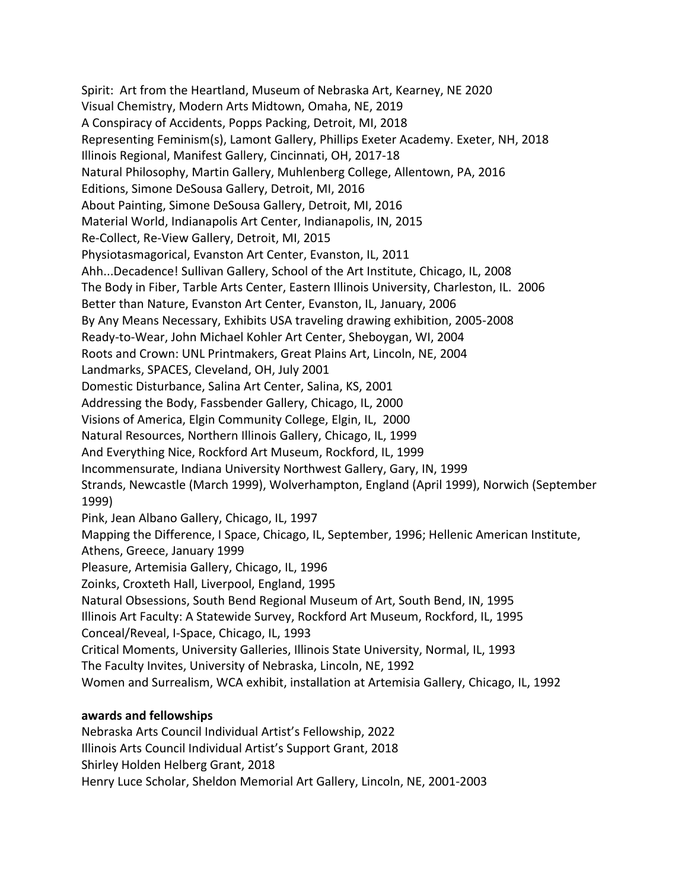Spirit: Art from the Heartland, Museum of Nebraska Art, Kearney, NE 2020
Visual Chemistry, Modern Arts Midtown, Omaha, NE, 2019
A Conspiracy of Accidents, Popps Packing, Detroit, MI, 2018
Representing Feminism(s), Lamont Gallery, Phillips Exeter Academy. Exeter, NH, 2018
Illinois Regional, Manifest Gallery, Cincinnati, OH, 2017-18
Natural Philosophy, Martin Gallery, Muhlenberg College, Allentown, PA, 2016
Editions, Simone DeSousa Gallery, Detroit, MI, 2016
About Painting, Simone DeSousa Gallery, Detroit, MI, 2016
Material World, Indianapolis Art Center, Indianapolis, IN, 2015
Re-Collect, Re-View Gallery, Detroit, MI, 2015
Physiotasmagorical, Evanston Art Center, Evanston, IL, 2011
Ahh...Decadence! Sullivan Gallery, School of the Art Institute, Chicago, IL, 2008
The Body in Fiber, Tarble Arts Center, Eastern Illinois University, Charleston, IL. 2006
Better than Nature, Evanston Art Center, Evanston, IL, January, 2006
By Any Means Necessary, Exhibits USA traveling drawing exhibition, 2005-2008
Ready-to-Wear, John Michael Kohler Art Center, Sheboygan, WI, 2004
Roots and Crown: UNL Printmakers, Great Plains Art, Lincoln, NE, 2004
Landmarks, SPACES, Cleveland, OH, July 2001
Domestic Disturbance, Salina Art Center, Salina, KS, 2001
Addressing the Body, Fassbender Gallery, Chicago, IL, 2000
Visions of America, Elgin Community College, Elgin, IL, 2000
Natural Resources, Northern Illinois Gallery, Chicago, IL, 1999
And Everything Nice, Rockford Art Museum, Rockford, IL, 1999
Incommensurate, Indiana University Northwest Gallery, Gary, IN, 1999
Strands, Newcastle (March 1999), Wolverhampton, England (April 1999), Norwich (September 1999)
Pink, Jean Albano Gallery, Chicago, IL, 1997
Mapping the Difference, I Space, Chicago, IL, September, 1996; Hellenic American Institute, Athens, Greece, January 1999
Pleasure, Artemisia Gallery, Chicago, IL, 1996
Zoinks, Croxteth Hall, Liverpool, England, 1995
Natural Obsessions, South Bend Regional Museum of Art, South Bend, IN, 1995
Illinois Art Faculty: A Statewide Survey, Rockford Art Museum, Rockford, IL, 1995
Conceal/Reveal, I-Space, Chicago, IL, 1993
Critical Moments, University Galleries, Illinois State University, Normal, IL, 1993
The Faculty Invites, University of Nebraska, Lincoln, NE, 1992
Women and Surrealism, WCA exhibit, installation at Artemisia Gallery, Chicago, IL, 1992

**awards and fellowships**

Nebraska Arts Council Individual Artist's Fellowship, 2022
Illinois Arts Council Individual Artist's Support Grant, 2018
Shirley Holden Helberg Grant, 2018
Henry Luce Scholar, Sheldon Memorial Art Gallery, Lincoln, NE, 2001-2003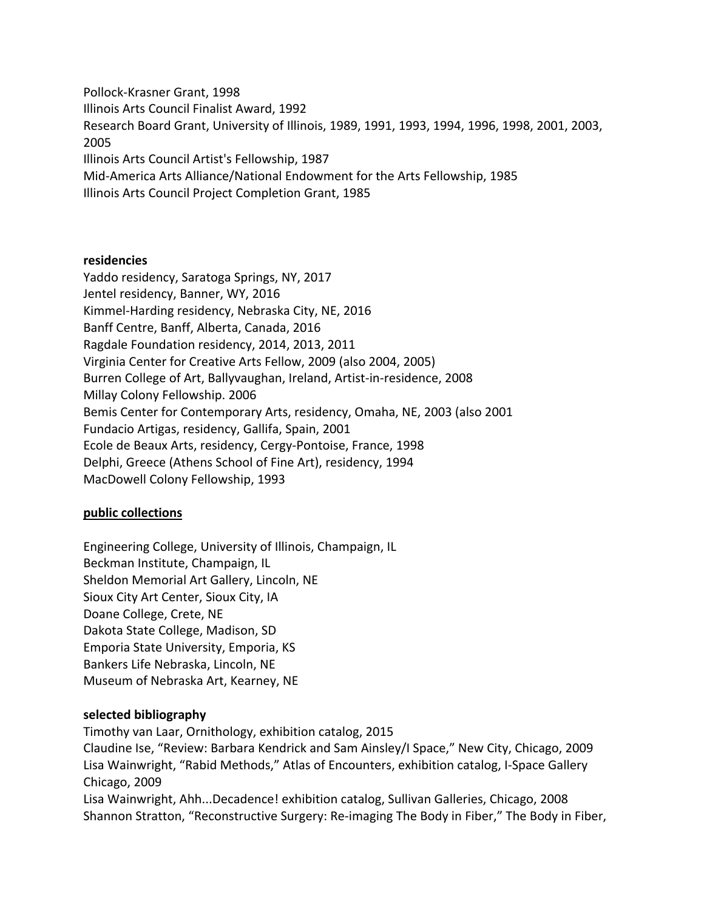Pollock-Krasner Grant, 1998
Illinois Arts Council Finalist Award, 1992
Research Board Grant, University of Illinois, 1989, 1991, 1993, 1994, 1996, 1998, 2001, 2003, 2005
Illinois Arts Council Artist's Fellowship, 1987
Mid-America Arts Alliance/National Endowment for the Arts Fellowship, 1985
Illinois Arts Council Project Completion Grant, 1985

**residencies**

Yaddo residency, Saratoga Springs, NY, 2017
Jentel residency, Banner, WY, 2016
Kimmel-Harding residency, Nebraska City, NE, 2016
Banff Centre, Banff, Alberta, Canada, 2016
Ragdale Foundation residency, 2014, 2013, 2011
Virginia Center for Creative Arts Fellow, 2009 (also 2004, 2005)
Burren College of Art, Ballyvaughan, Ireland, Artist-in-residence, 2008
Millay Colony Fellowship. 2006
Bemis Center for Contemporary Arts, residency, Omaha, NE, 2003 (also 2001
Fundacio Artigas, residency, Gallifa, Spain, 2001
Ecole de Beaux Arts, residency, Cergy-Pontoise, France, 1998
Delphi, Greece (Athens School of Fine Art), residency, 1994
MacDowell Colony Fellowship, 1993

**public collections**

Engineering College, University of Illinois, Champaign, IL
Beckman Institute, Champaign, IL
Sheldon Memorial Art Gallery, Lincoln, NE
Sioux City Art Center, Sioux City, IA
Doane College, Crete, NE
Dakota State College, Madison, SD
Emporia State University, Emporia, KS
Bankers Life Nebraska, Lincoln, NE
Museum of Nebraska Art, Kearney, NE

**selected bibliography**

Timothy van Laar, Ornithology, exhibition catalog, 2015
Claudine Ise, "Review: Barbara Kendrick and Sam Ainsley/I Space," New City, Chicago, 2009
Lisa Wainwright, "Rabid Methods," Atlas of Encounters, exhibition catalog, I-Space Gallery Chicago, 2009
Lisa Wainwright, Ahh...Decadence! exhibition catalog, Sullivan Galleries, Chicago, 2008
Shannon Stratton, "Reconstructive Surgery: Re-imaging The Body in Fiber," The Body in Fiber,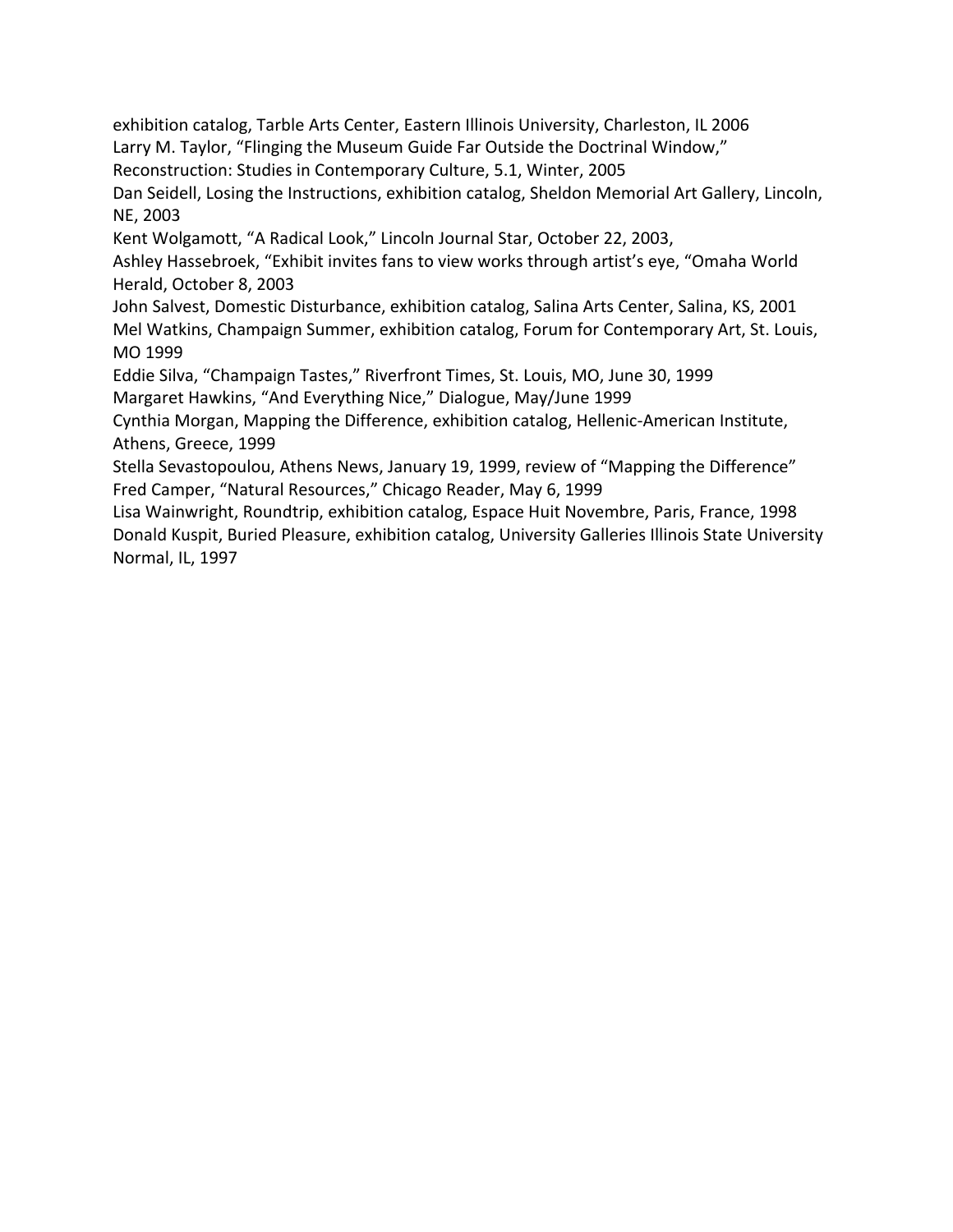exhibition catalog, Tarble Arts Center, Eastern Illinois University, Charleston, IL 2006
Larry M. Taylor, “Flinging the Museum Guide Far Outside the Doctrinal Window,” Reconstruction: Studies in Contemporary Culture, 5.1, Winter, 2005
Dan Seidell, Losing the Instructions, exhibition catalog, Sheldon Memorial Art Gallery, Lincoln, NE, 2003
Kent Wolgamott, “A Radical Look,” Lincoln Journal Star, October 22, 2003,
Ashley Hassebroek, “Exhibit invites fans to view works through artist’s eye, “Omaha World Herald, October 8, 2003
John Salvest, Domestic Disturbance, exhibition catalog, Salina Arts Center, Salina, KS, 2001
Mel Watkins, Champaign Summer, exhibition catalog, Forum for Contemporary Art, St. Louis, MO 1999
Eddie Silva, “Champaign Tastes,” Riverfront Times, St. Louis, MO, June 30, 1999
Margaret Hawkins, “And Everything Nice,” Dialogue, May/June 1999
Cynthia Morgan, Mapping the Difference, exhibition catalog, Hellenic-American Institute, Athens, Greece, 1999
Stella Sevastopoulou, Athens News, January 19, 1999, review of “Mapping the Difference”
Fred Camper, “Natural Resources,” Chicago Reader, May 6, 1999
Lisa Wainwright, Roundtrip, exhibition catalog, Espace Huit Novembre, Paris, France, 1998
Donald Kuspit, Buried Pleasure, exhibition catalog, University Galleries Illinois State University Normal, IL, 1997